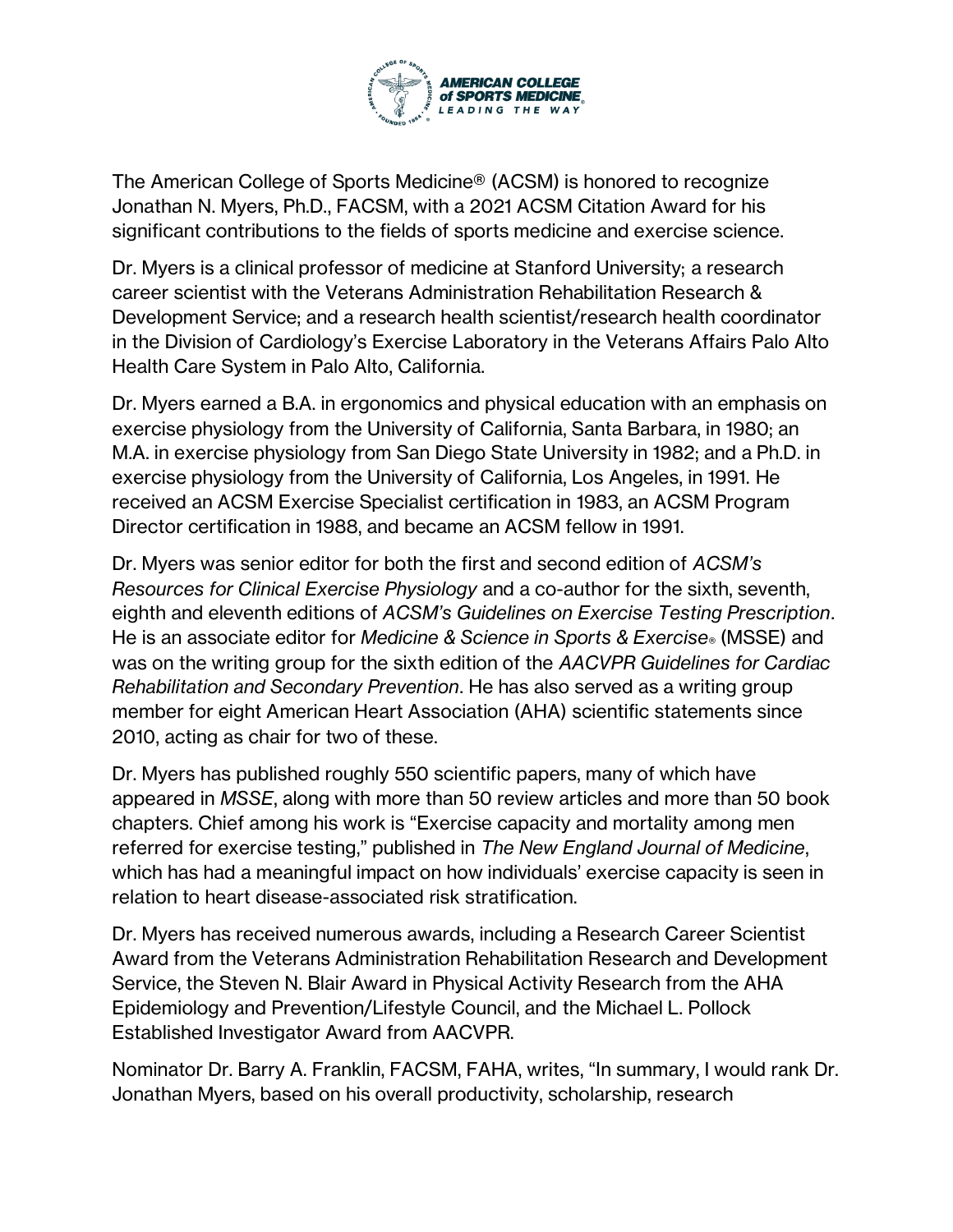The American College of Sports Medicine® (ACSM) is honored to recognize Jonathan N. Myers, Ph.D., FACSM, with a 2021 ACSM Citation Award for his significant contributions to the fields of sports medicine and exercise science.

Dr. Myers is a clinical professor of medicine at Stanford University; a research career scientist with the Veterans Administration Rehabilitation Research & Development Service; and a research health scientist/research health coordinator in the Division of Cardiology's Exercise Laboratory in the Veterans Affairs Palo Alto Health Care System in Palo Alto, California.

Dr. Myers earned a B.A. in ergonomics and physical education with an emphasis on exercise physiology from the University of California, Santa Barbara, in 1980; an M.A. in exercise physiology from San Diego State University in 1982; and a Ph.D. in exercise physiology from the University of California, Los Angeles, in 1991. He received an ACSM Exercise Specialist certification in 1983, an ACSM Program Director certification in 1988, and became an ACSM fellow in 1991.

Dr. Myers was senior editor for both the first and second edition of *ACSM's Resources for Clinical Exercise Physiology* and a co-author for the sixth, seventh, eighth and eleventh editions of *ACSM's Guidelines on Exercise Testing Prescription*. He is an associate editor for *Medicine & Science in Sports & Exercise®* (MSSE) and was on the writing group for the sixth edition of the *AACVPR Guidelines for Cardiac Rehabilitation and Secondary Prevention*. He has also served as a writing group member for eight American Heart Association (AHA) scientific statements since 2010, acting as chair for two of these.

Dr. Myers has published roughly 550 scientific papers, many of which have appeared in *MSSE*, along with more than 50 review articles and more than 50 book chapters. Chief among his work is "Exercise capacity and mortality among men referred for exercise testing," published in *The New England Journal of Medicine*, which has had a meaningful impact on how individuals' exercise capacity is seen in relation to heart disease-associated risk stratification.

Dr. Myers has received numerous awards, including a Research Career Scientist Award from the Veterans Administration Rehabilitation Research and Development Service, the Steven N. Blair Award in Physical Activity Research from the AHA Epidemiology and Prevention/Lifestyle Council, and the Michael L. Pollock Established Investigator Award from AACVPR.

Nominator Dr. Barry A. Franklin, FACSM, FAHA, writes, "In summary, I would rank Dr. Jonathan Myers, based on his overall productivity, scholarship, research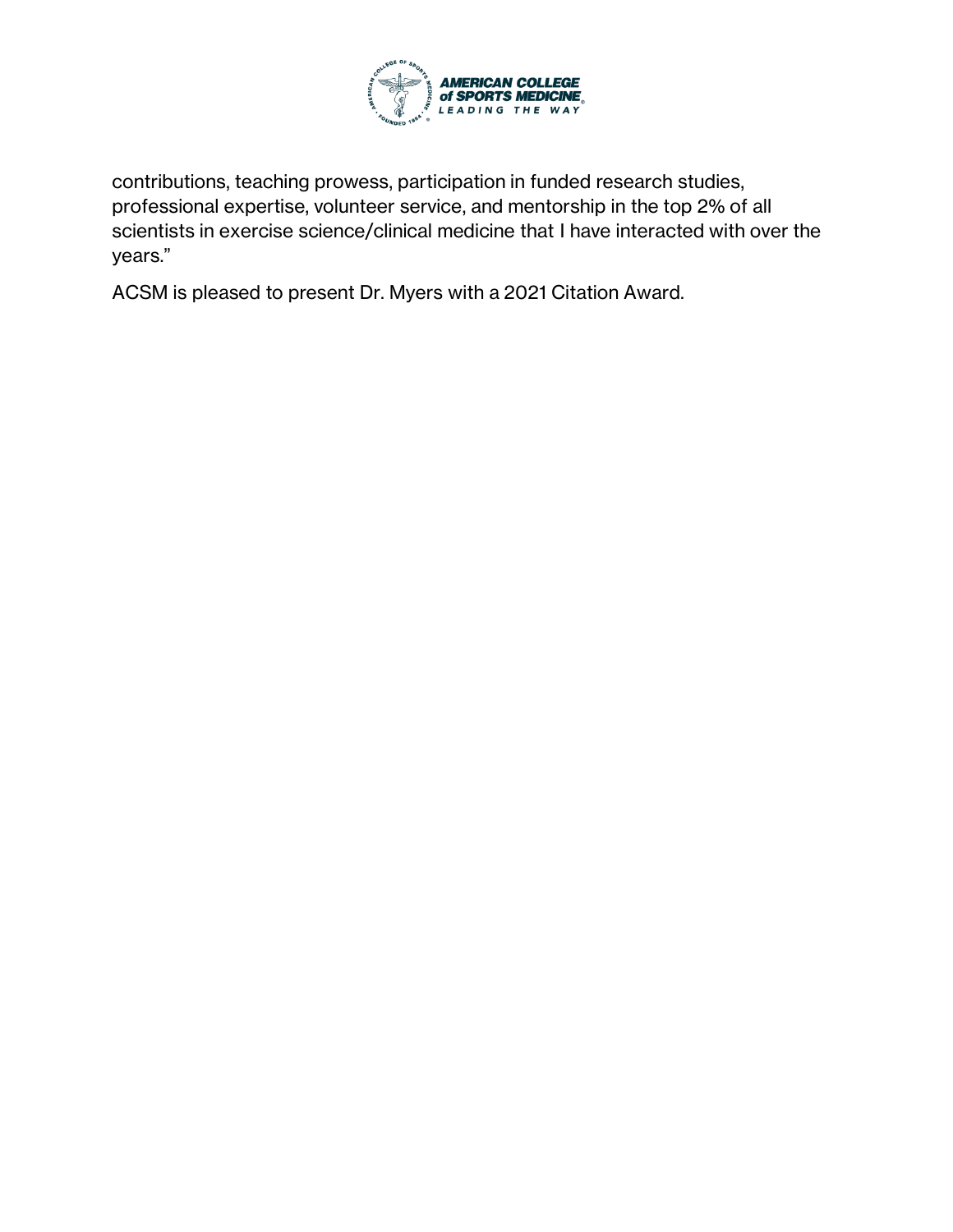contributions, teaching prowess, participation in funded research studies, professional expertise, volunteer service, and mentorship in the top 2% of all scientists in exercise science/clinical medicine that I have interacted with over the years."

ACSM is pleased to present Dr. Myers with a 2021 Citation Award.